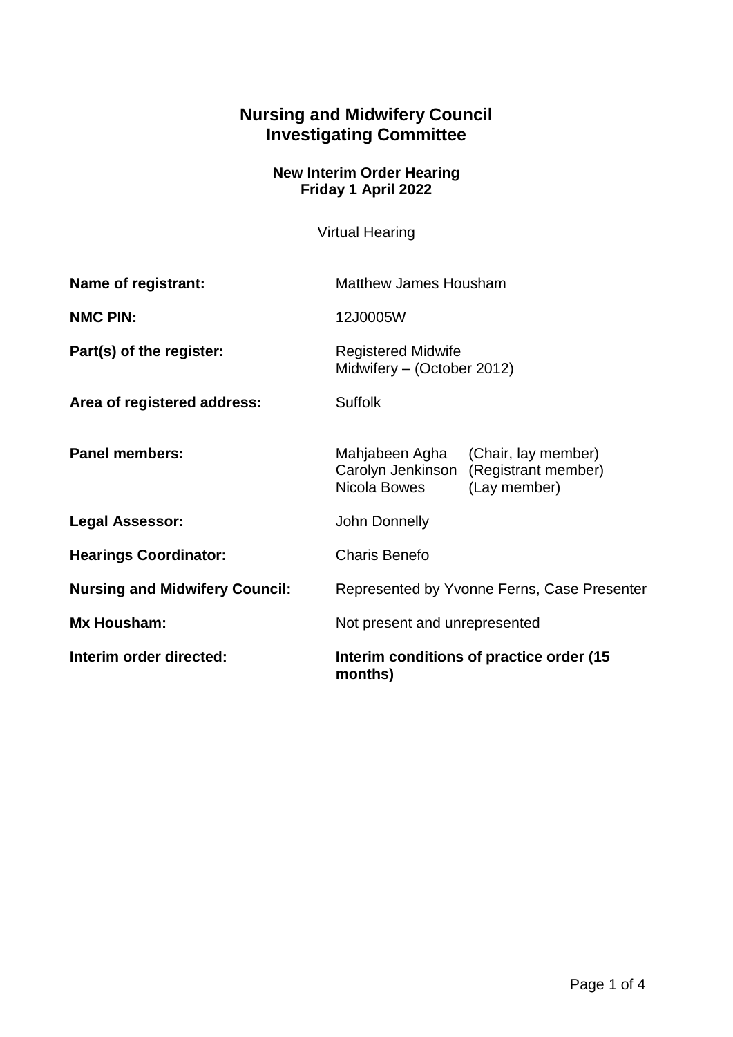# Nursing and Midwifery Council
# Investigating Committee

**New Interim Order Hearing**
**Friday 1 April 2022**

Virtual Hearing

| | |
|---|---|
| **Name of registrant:** | Matthew James Housham |
| **NMC PIN:** | 12J0005W |
| **Part(s) of the register:** | Registered Midwife<br>Midwifery – (October 2012) |
| **Area of registered address:** | Suffolk |
| **Panel members:** | Mahjabeen Agha (Chair, lay member)<br>Carolyn Jenkinson (Registrant member)<br>Nicola Bowes (Lay member) |
| **Legal Assessor:** | John Donnelly |
| **Hearings Coordinator:** | Charis Benefo |
| **Nursing and Midwifery Council:** | Represented by Yvonne Ferns, Case Presenter |
| **Mx Housham:** | Not present and unrepresented |
| **Interim order directed:** | **Interim conditions of practice order (15 months)** |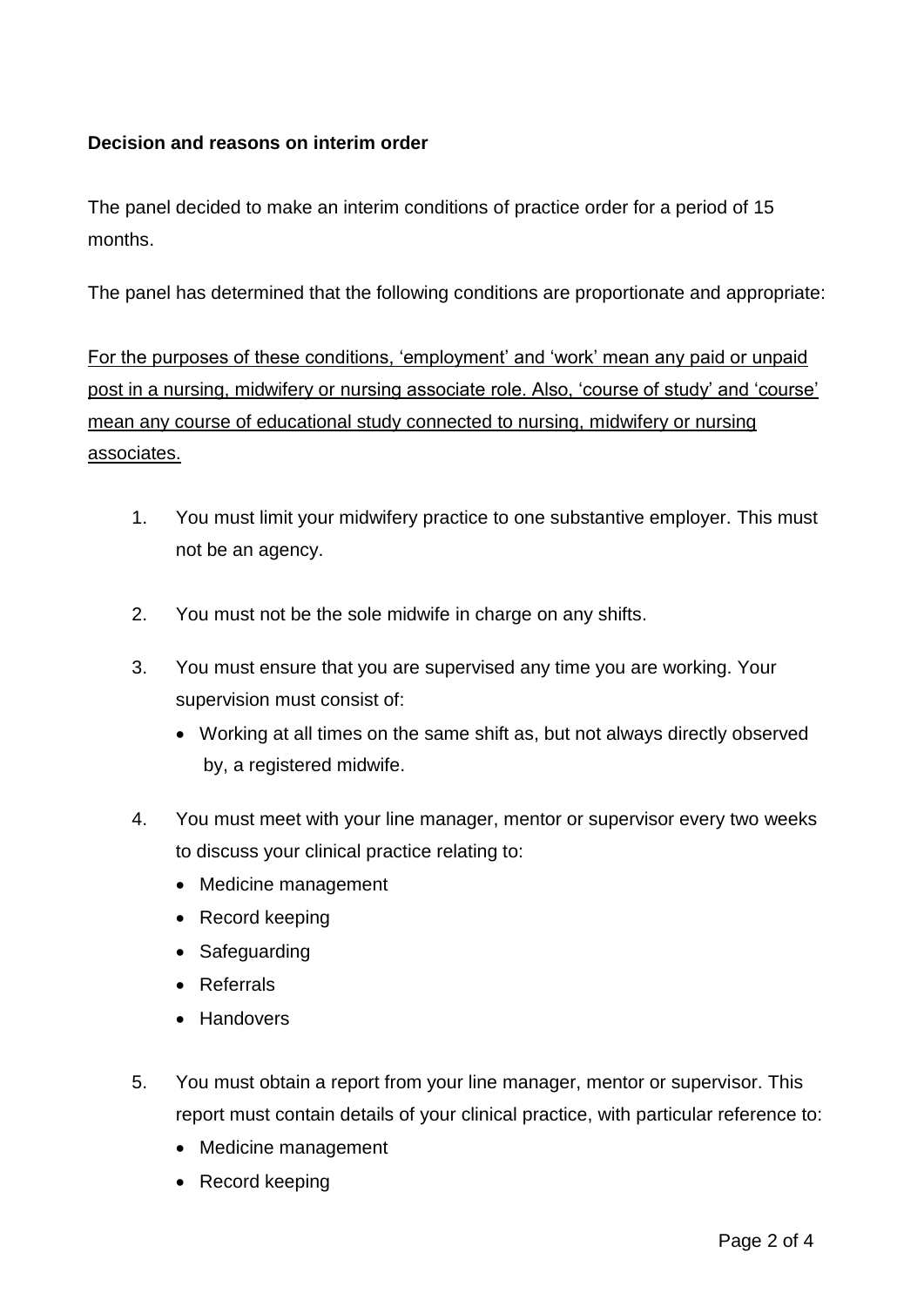**Decision and reasons on interim order**

The panel decided to make an interim conditions of practice order for a period of 15 months.

The panel has determined that the following conditions are proportionate and appropriate:

For the purposes of these conditions, 'employment' and 'work' mean any paid or unpaid post in a nursing, midwifery or nursing associate role. Also, 'course of study' and 'course' mean any course of educational study connected to nursing, midwifery or nursing associates.

1. You must limit your midwifery practice to one substantive employer. This must not be an agency.

2. You must not be the sole midwife in charge on any shifts.

3. You must ensure that you are supervised any time you are working. Your supervision must consist of:
   - Working at all times on the same shift as, but not always directly observed by, a registered midwife.

4. You must meet with your line manager, mentor or supervisor every two weeks to discuss your clinical practice relating to:
   - Medicine management
   - Record keeping
   - Safeguarding
   - Referrals
   - Handovers

5. You must obtain a report from your line manager, mentor or supervisor. This report must contain details of your clinical practice, with particular reference to:
   - Medicine management
   - Record keeping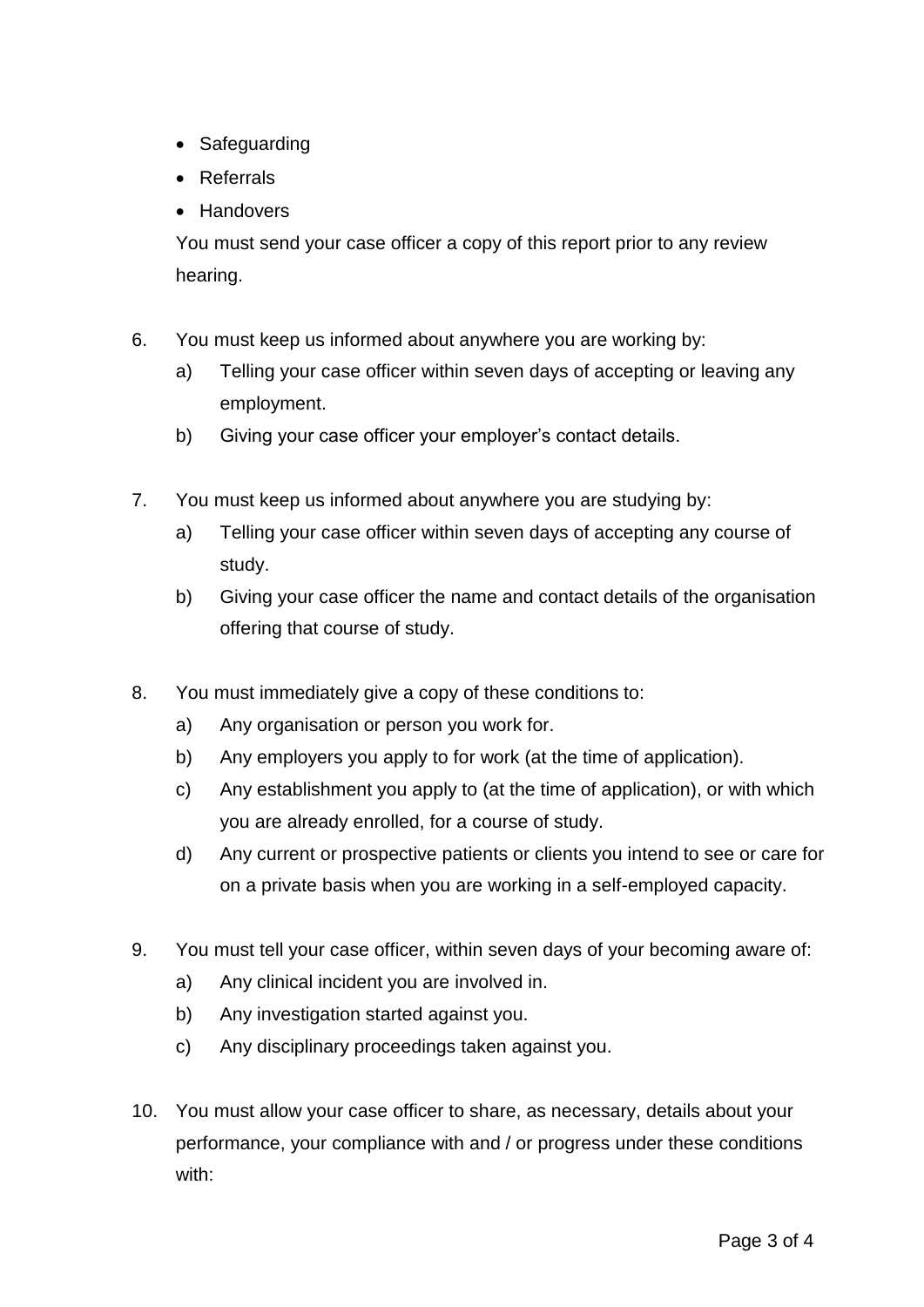- Safeguarding
- Referrals
- Handovers

You must send your case officer a copy of this report prior to any review hearing.

6. You must keep us informed about anywhere you are working by:
   a) Telling your case officer within seven days of accepting or leaving any employment.
   b) Giving your case officer your employer's contact details.

7. You must keep us informed about anywhere you are studying by:
   a) Telling your case officer within seven days of accepting any course of study.
   b) Giving your case officer the name and contact details of the organisation offering that course of study.

8. You must immediately give a copy of these conditions to:
   a) Any organisation or person you work for.
   b) Any employers you apply to for work (at the time of application).
   c) Any establishment you apply to (at the time of application), or with which you are already enrolled, for a course of study.
   d) Any current or prospective patients or clients you intend to see or care for on a private basis when you are working in a self-employed capacity.

9. You must tell your case officer, within seven days of your becoming aware of:
   a) Any clinical incident you are involved in.
   b) Any investigation started against you.
   c) Any disciplinary proceedings taken against you.

10. You must allow your case officer to share, as necessary, details about your performance, your compliance with and / or progress under these conditions with: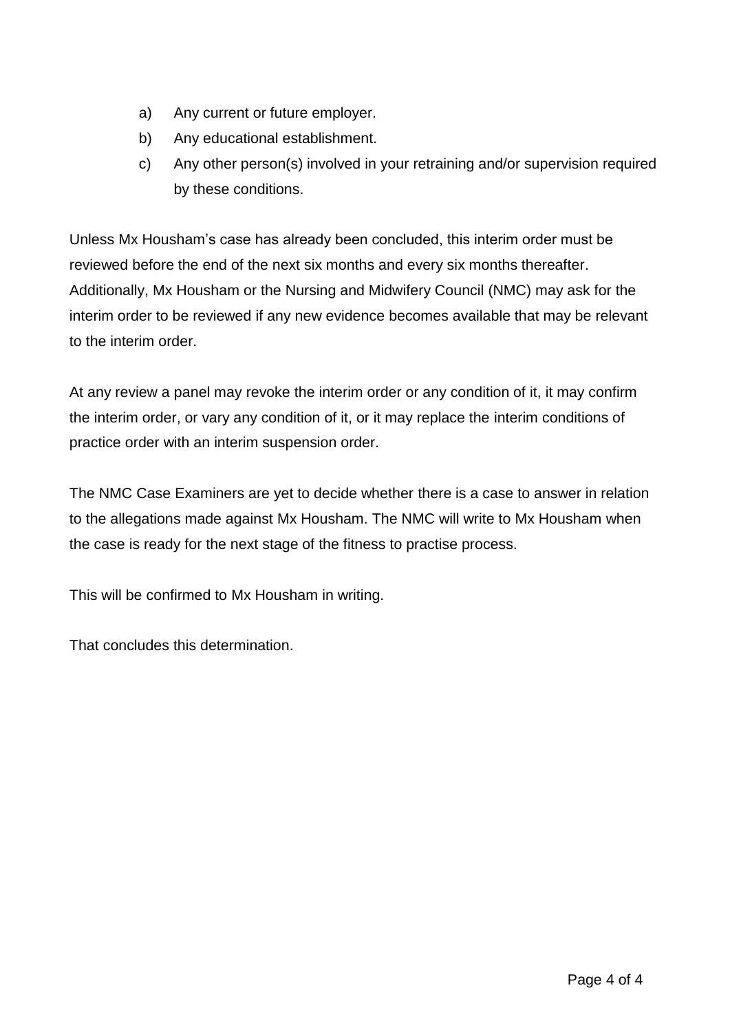a) Any current or future employer.
b) Any educational establishment.
c) Any other person(s) involved in your retraining and/or supervision required by these conditions.

Unless Mx Housham's case has already been concluded, this interim order must be reviewed before the end of the next six months and every six months thereafter. Additionally, Mx Housham or the Nursing and Midwifery Council (NMC) may ask for the interim order to be reviewed if any new evidence becomes available that may be relevant to the interim order.

At any review a panel may revoke the interim order or any condition of it, it may confirm the interim order, or vary any condition of it, or it may replace the interim conditions of practice order with an interim suspension order.

The NMC Case Examiners are yet to decide whether there is a case to answer in relation to the allegations made against Mx Housham. The NMC will write to Mx Housham when the case is ready for the next stage of the fitness to practise process.

This will be confirmed to Mx Housham in writing.

That concludes this determination.